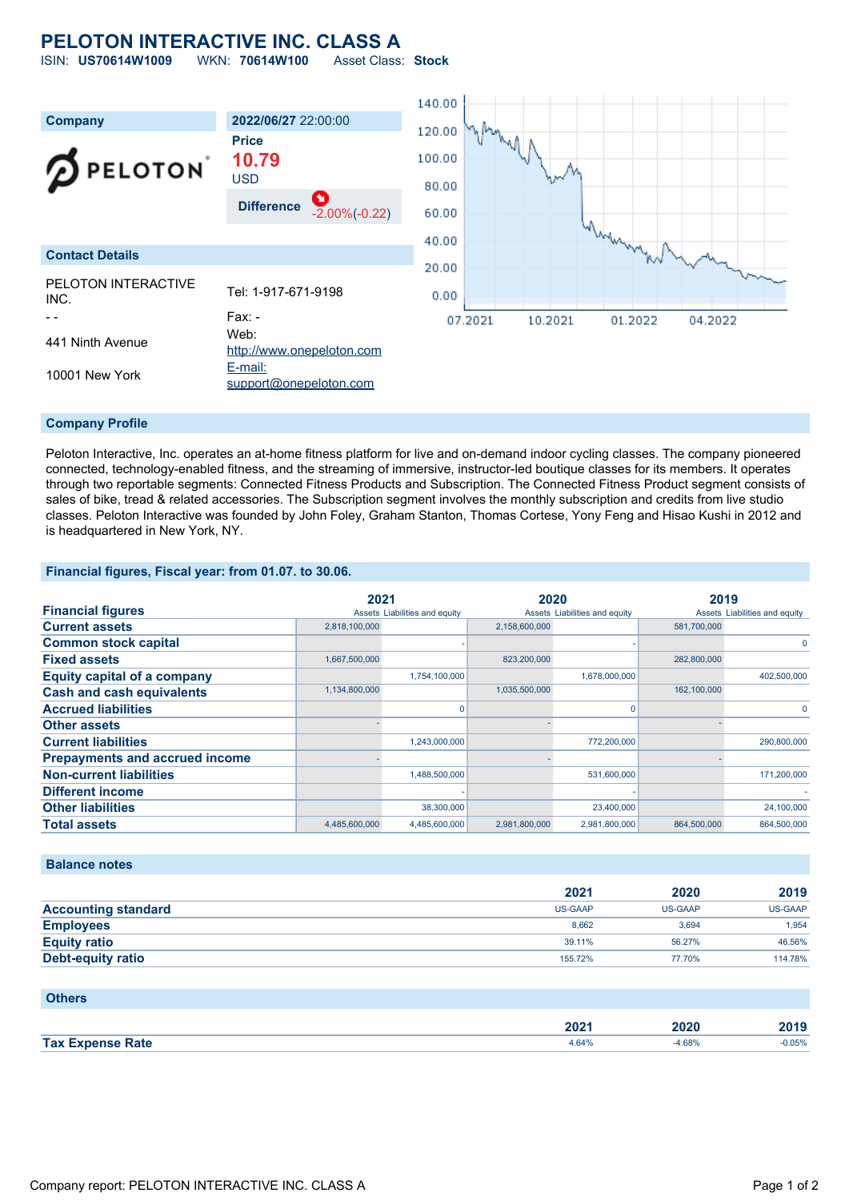# PELOTON INTERACTIVE INC. CLASS A

ISIN: **US70614W1009** WKN: **70614W100** Asset Class: **Stock**

| Company | 2022/06/27 22:00:00 |
|---|---|
| PELOTON | **Price** **10.79** USD |
| | **Difference** -2.00%(-0.22) |

## Contact Details

| | |
|---|---|
| PELOTON INTERACTIVE INC. | Tel: 1-917-671-9198 |
| - - | Fax: - |
| 441 Ninth Avenue | Web: http://www.onepeloton.com |
| 10001 New York | E-mail: support@onepeloton.com |

## Company Profile

Peloton Interactive, Inc. operates an at-home fitness platform for live and on-demand indoor cycling classes. The company pioneered connected, technology-enabled fitness, and the streaming of immersive, instructor-led boutique classes for its members. It operates through two reportable segments: Connected Fitness Products and Subscription. The Connected Fitness Product segment consists of sales of bike, tread & related accessories. The Subscription segment involves the monthly subscription and credits from live studio classes. Peloton Interactive was founded by John Foley, Graham Stanton, Thomas Cortese, Yony Feng and Hisao Kushi in 2012 and is headquartered in New York, NY.

## Financial figures, Fiscal year: from 01.07. to 30.06.

| Financial figures | 2021 | | 2020 | | 2019 | |
|---|---|---|---|---|---|---|
| | Assets | Liabilities and equity | Assets | Liabilities and equity | Assets | Liabilities and equity |
| **Current assets** | 2,818,100,000 | | 2,158,600,000 | | 581,700,000 | |
| **Common stock capital** | | - | | - | | 0 |
| **Fixed assets** | 1,667,500,000 | | 823,200,000 | | 282,800,000 | |
| **Equity capital of a company** | | 1,754,100,000 | | 1,678,000,000 | | 402,500,000 |
| **Cash and cash equivalents** | 1,134,800,000 | | 1,035,500,000 | | 162,100,000 | |
| **Accrued liabilities** | | 0 | | 0 | | 0 |
| **Other assets** | - | | - | | - | |
| **Current liabilities** | | 1,243,000,000 | | 772,200,000 | | 290,800,000 |
| **Prepayments and accrued income** | - | | - | | - | |
| **Non-current liabilities** | | 1,488,500,000 | | 531,600,000 | | 171,200,000 |
| **Different income** | | - | | - | | - |
| **Other liabilities** | | 38,300,000 | | 23,400,000 | | 24,100,000 |
| **Total assets** | 4,485,600,000 | 4,485,600,000 | 2,981,800,000 | 2,981,800,000 | 864,500,000 | 864,500,000 |

## Balance notes

| | 2021 | 2020 | 2019 |
|---|---|---|---|
| **Accounting standard** | US-GAAP | US-GAAP | US-GAAP |
| **Employees** | 8,662 | 3,694 | 1,954 |
| **Equity ratio** | 39.11% | 56.27% | 46.56% |
| **Debt-equity ratio** | 155.72% | 77.70% | 114.78% |

## Others

| | 2021 | 2020 | 2019 |
|---|---|---|---|
| **Tax Expense Rate** | 4.64% | -4.68% | -0.05% |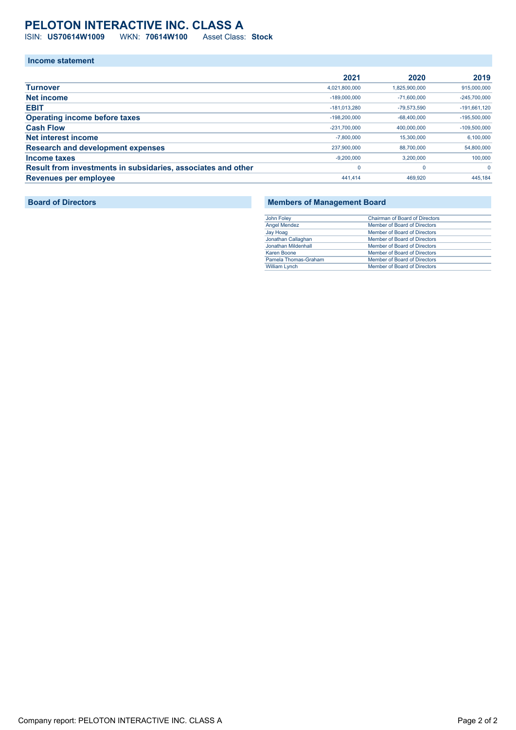# PELOTON INTERACTIVE INC. CLASS A

ISIN: **US70614W1009** WKN: **70614W100** Asset Class: **Stock**

## Income statement

| | 2021 | 2020 | 2019 |
|---|---|---|---|
| **Turnover** | 4,021,800,000 | 1,825,900,000 | 915,000,000 |
| **Net income** | -189,000,000 | -71,600,000 | -245,700,000 |
| **EBIT** | -181,013,280 | -79,573,590 | -191,661,120 |
| **Operating income before taxes** | -198,200,000 | -68,400,000 | -195,500,000 |
| **Cash Flow** | -231,700,000 | 400,000,000 | -109,500,000 |
| **Net interest income** | -7,800,000 | 15,300,000 | 6,100,000 |
| **Research and development expenses** | 237,900,000 | 88,700,000 | 54,800,000 |
| **Income taxes** | -9,200,000 | 3,200,000 | 100,000 |
| **Result from investments in subsidaries, associates and other** | 0 | 0 | 0 |
| **Revenues per employee** | 441,414 | 469,920 | 445,184 |

## Board of Directors

## Members of Management Board

| | |
|---|---|
| John Foley | Chairman of Board of Directors |
| Angel Mendez | Member of Board of Directors |
| Jay Hoag | Member of Board of Directors |
| Jonathan Callaghan | Member of Board of Directors |
| Jonathan Mildenhall | Member of Board of Directors |
| Karen Boone | Member of Board of Directors |
| Pamela Thomas-Graham | Member of Board of Directors |
| William Lynch | Member of Board of Directors |